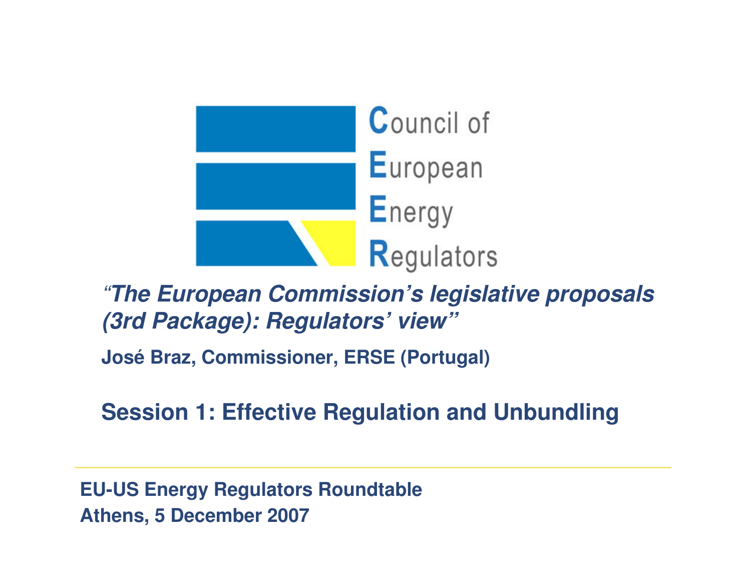Council of European Energy Regulators

# *"The European Commission's legislative proposals (3rd Package): Regulators' view"*

**José Braz, Commissioner, ERSE (Portugal)**

## Session 1: Effective Regulation and Unbundling

---

**EU-US Energy Regulators Roundtable**
**Athens, 5 December 2007**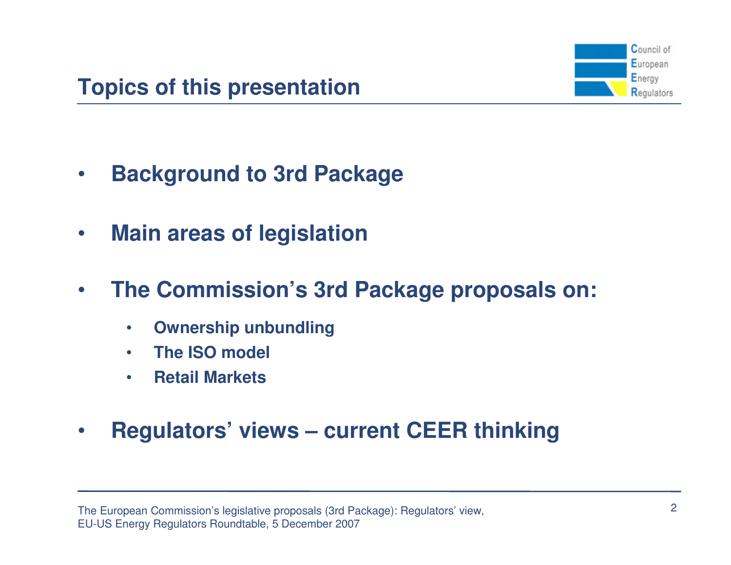## Topics of this presentation

- **Background to 3rd Package**
- **Main areas of legislation**
- **The Commission's 3rd Package proposals on:**
  - **Ownership unbundling**
  - **The ISO model**
  - **Retail Markets**
- **Regulators' views – current CEER thinking**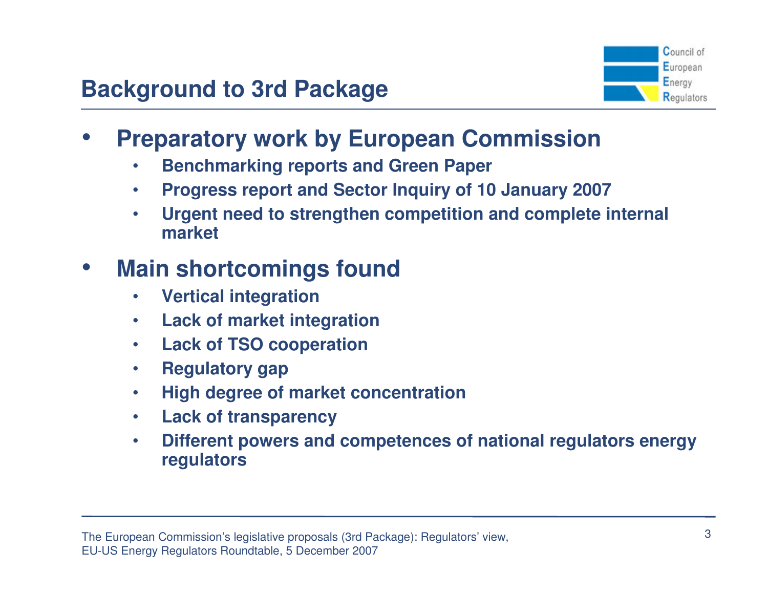## Background to 3rd Package

- **Preparatory work by European Commission**
  - **Benchmarking reports and Green Paper**
  - **Progress report and Sector Inquiry of 10 January 2007**
  - **Urgent need to strengthen competition and complete internal market**
- **Main shortcomings found**
  - **Vertical integration**
  - **Lack of market integration**
  - **Lack of TSO cooperation**
  - **Regulatory gap**
  - **High degree of market concentration**
  - **Lack of transparency**
  - **Different powers and competences of national regulators energy regulators**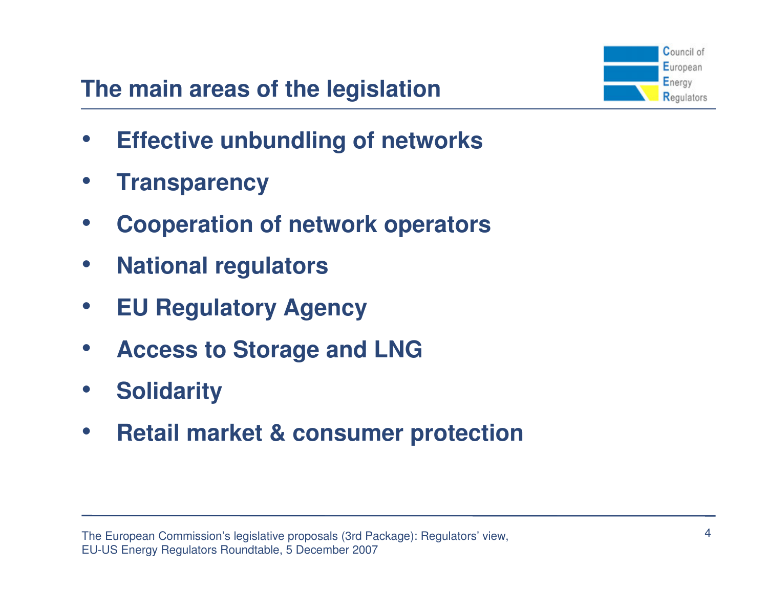# The main areas of the legislation

- **Effective unbundling of networks**
- **Transparency**
- **Cooperation of network operators**
- **National regulators**
- **EU Regulatory Agency**
- **Access to Storage and LNG**
- **Solidarity**
- **Retail market & consumer protection**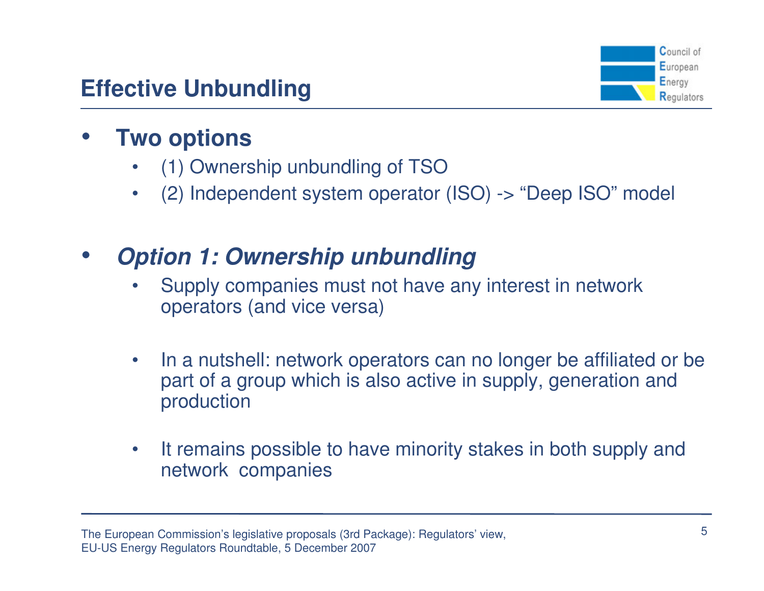# Effective Unbundling

- **Two options**
  - (1) Ownership unbundling of TSO
  - (2) Independent system operator (ISO) -> "Deep ISO" model

- ***Option 1: Ownership unbundling***
  - Supply companies must not have any interest in network operators (and vice versa)
  - In a nutshell: network operators can no longer be affiliated or be part of a group which is also active in supply, generation and production
  - It remains possible to have minority stakes in both supply and network companies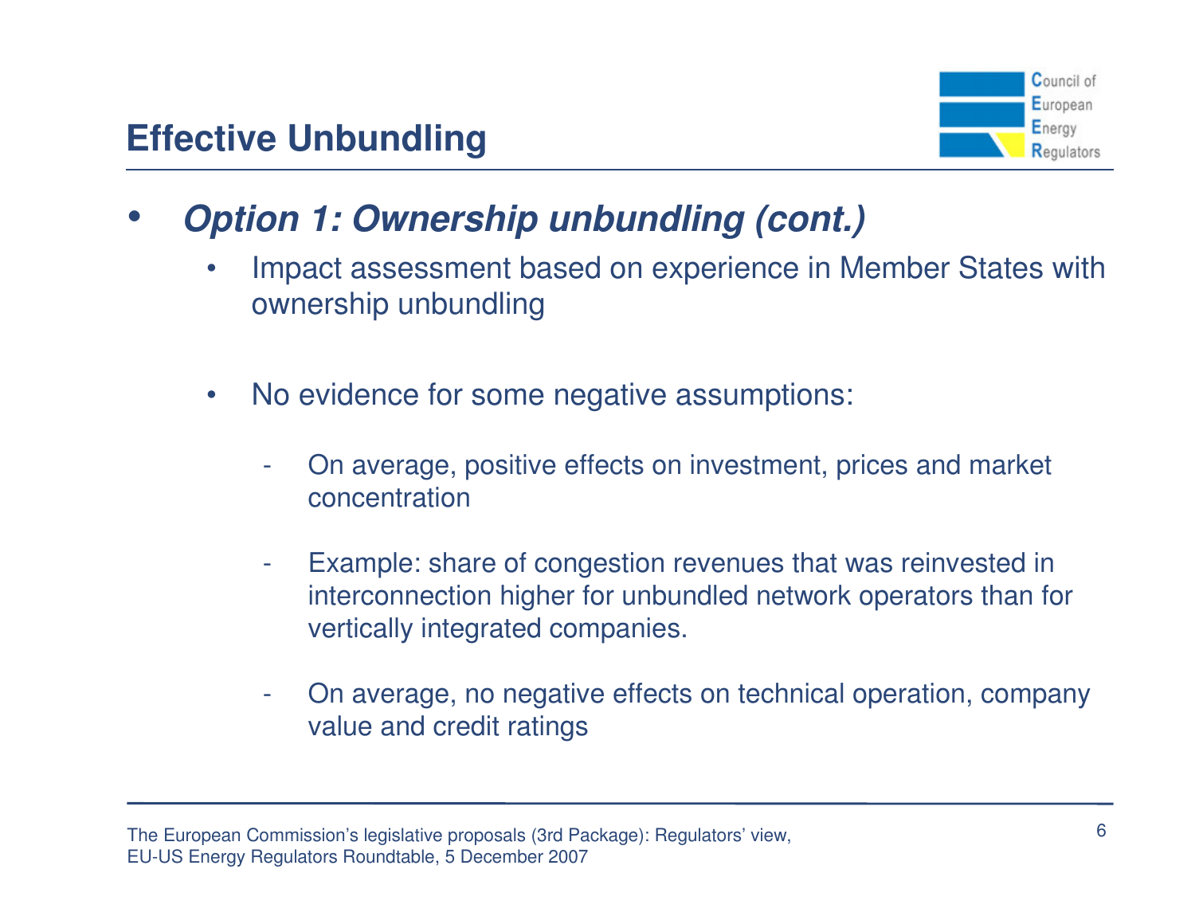# Effective Unbundling

- ***Option 1: Ownership unbundling (cont.)***
  - Impact assessment based on experience in Member States with ownership unbundling
  - No evidence for some negative assumptions:
    - On average, positive effects on investment, prices and market concentration
    - Example: share of congestion revenues that was reinvested in interconnection higher for unbundled network operators than for vertically integrated companies.
    - On average, no negative effects on technical operation, company value and credit ratings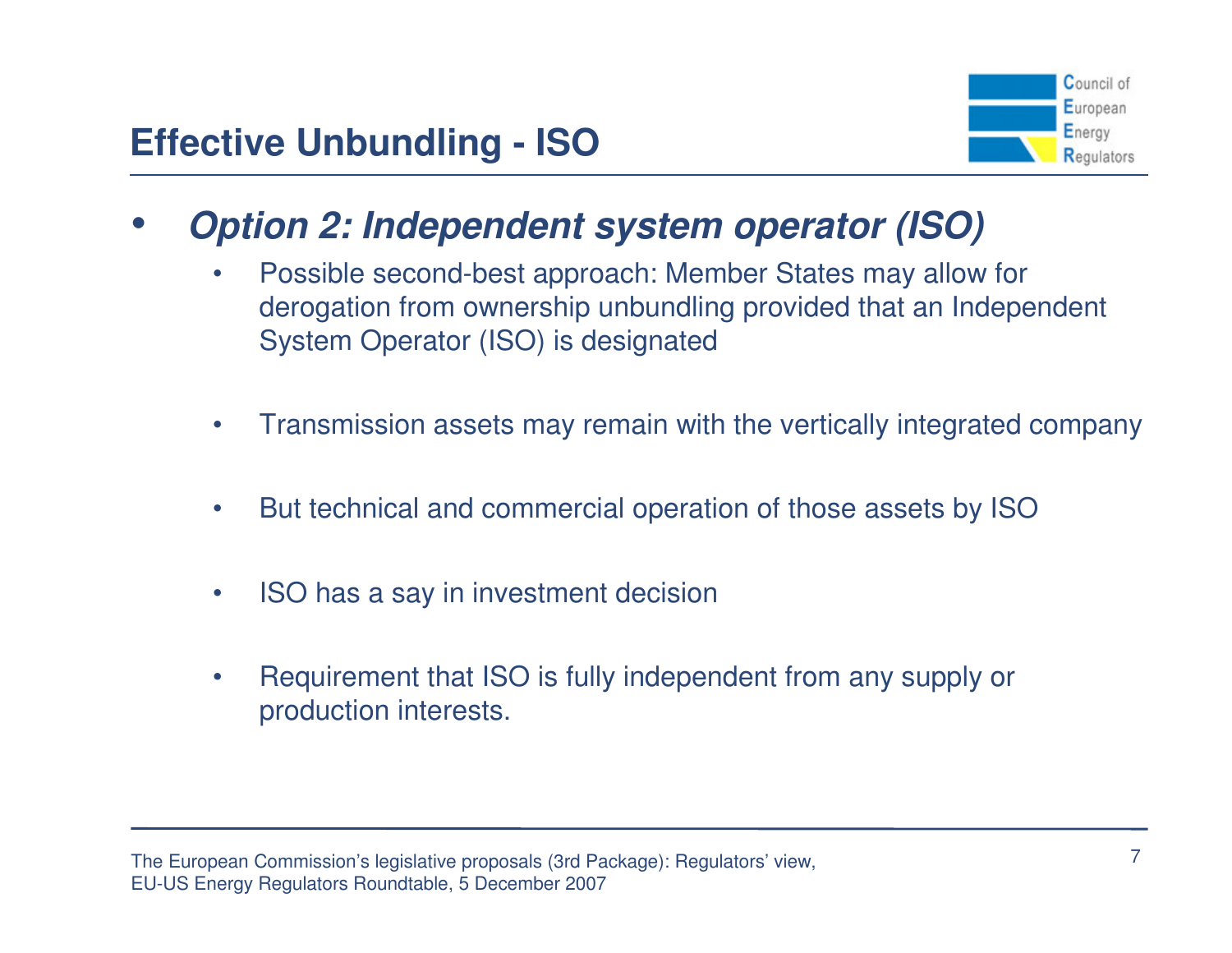# Effective Unbundling - ISO

- ***Option 2: Independent system operator (ISO)***
  - Possible second-best approach: Member States may allow for derogation from ownership unbundling provided that an Independent System Operator (ISO) is designated
  - Transmission assets may remain with the vertically integrated company
  - But technical and commercial operation of those assets by ISO
  - ISO has a say in investment decision
  - Requirement that ISO is fully independent from any supply or production interests.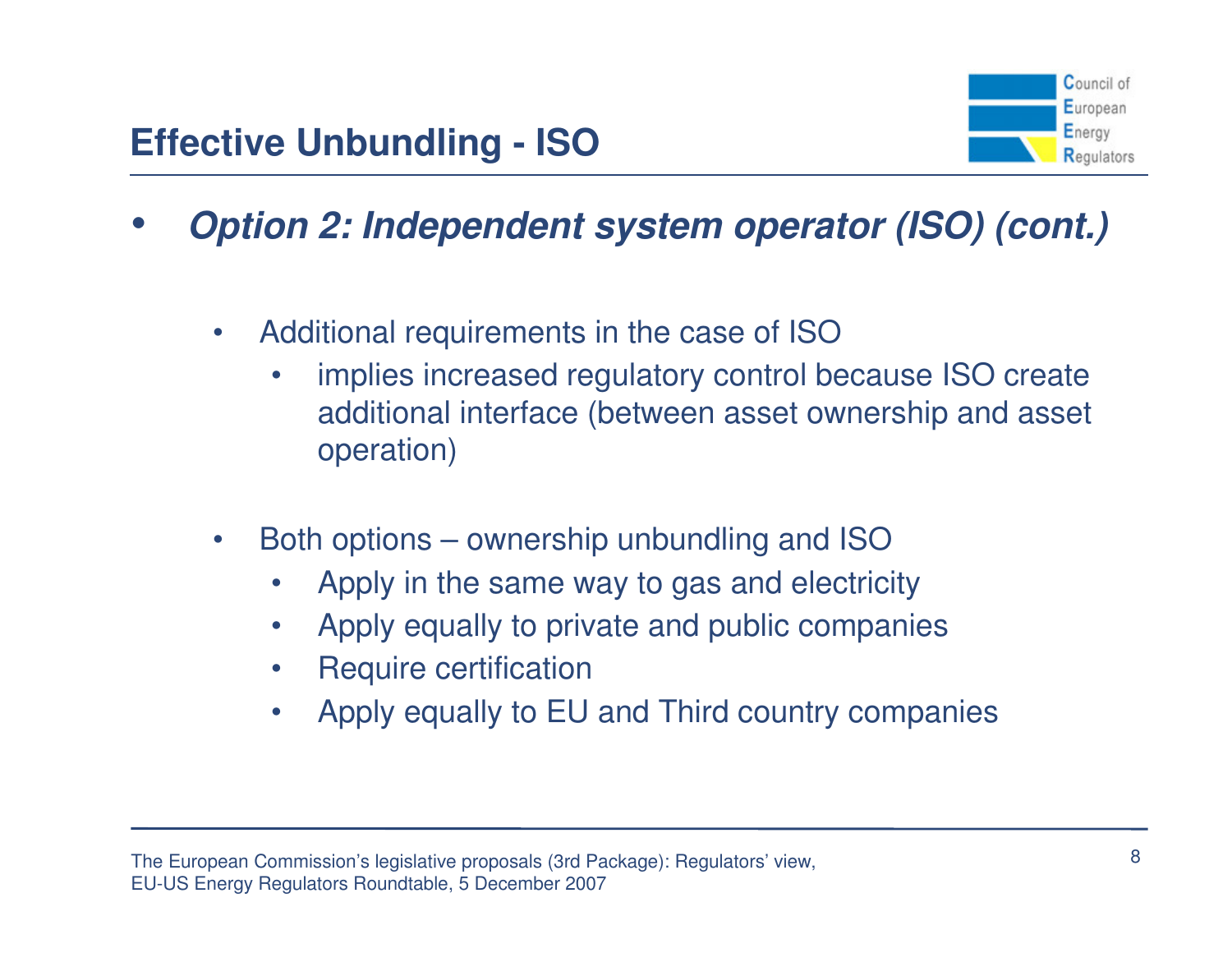## Effective Unbundling - ISO

- ***Option 2: Independent system operator (ISO) (cont.)***
  - Additional requirements in the case of ISO
    - implies increased regulatory control because ISO create additional interface (between asset ownership and asset operation)
  - Both options – ownership unbundling and ISO
    - Apply in the same way to gas and electricity
    - Apply equally to private and public companies
    - Require certification
    - Apply equally to EU and Third country companies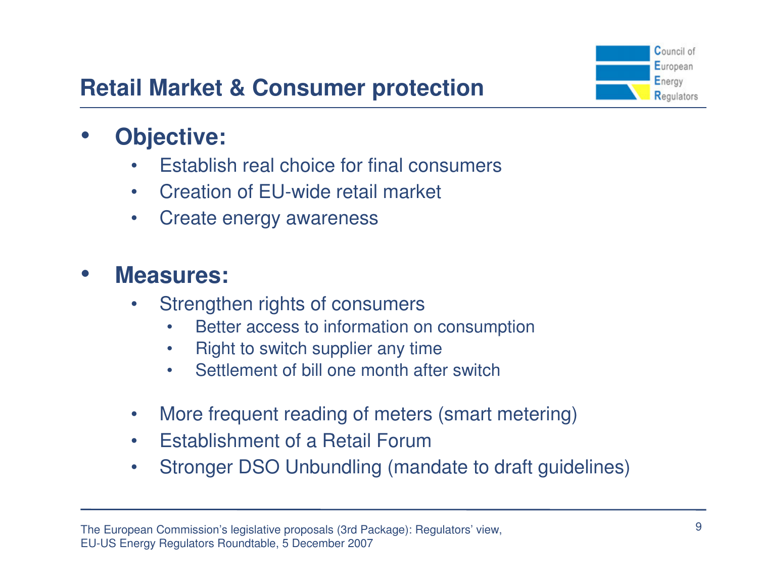## Retail Market & Consumer protection

- **Objective:**
  - Establish real choice for final consumers
  - Creation of EU-wide retail market
  - Create energy awareness

- **Measures:**
  - Strengthen rights of consumers
    - Better access to information on consumption
    - Right to switch supplier any time
    - Settlement of bill one month after switch
  - More frequent reading of meters (smart metering)
  - Establishment of a Retail Forum
  - Stronger DSO Unbundling (mandate to draft guidelines)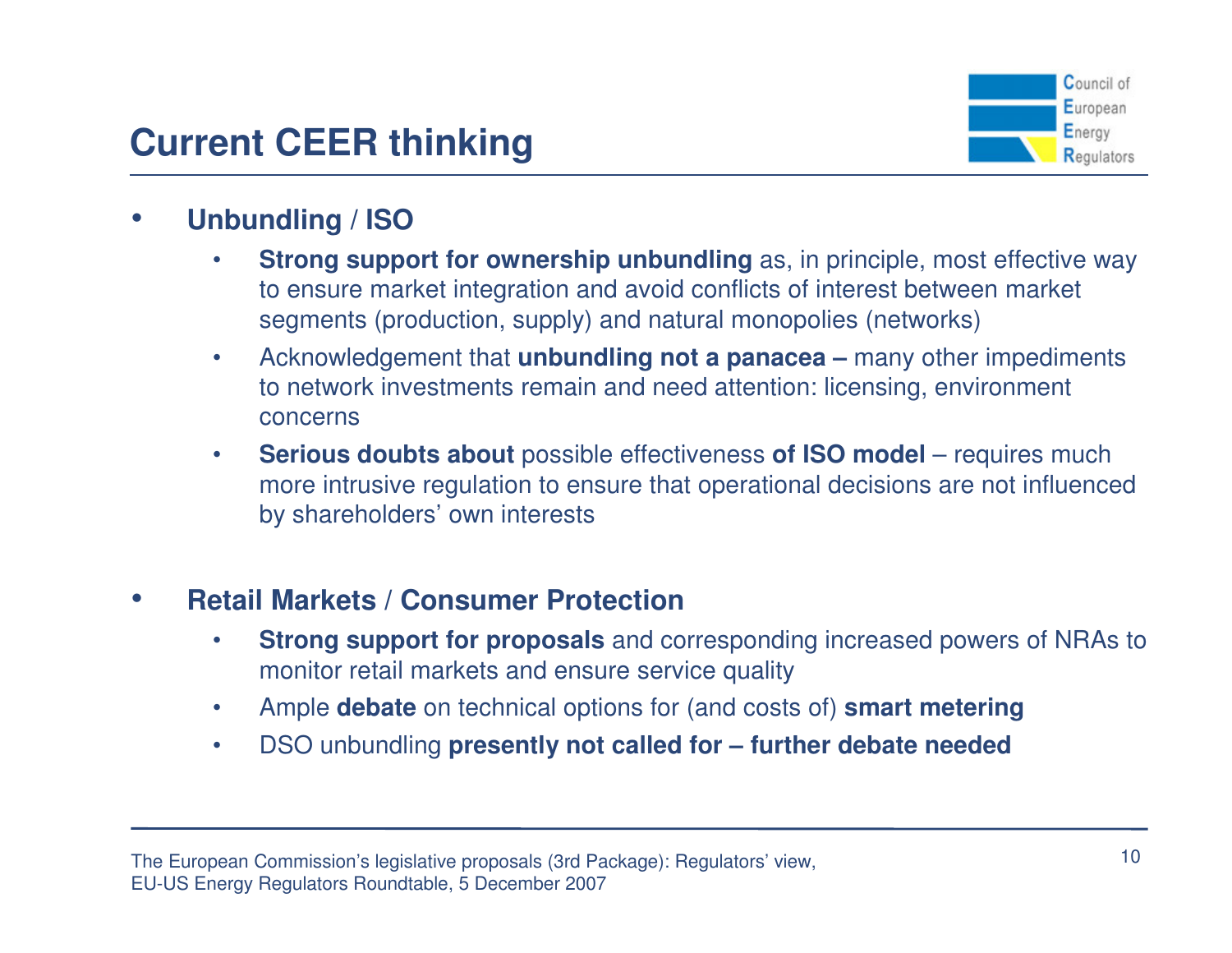# Current CEER thinking

- **Unbundling / ISO**
  - **Strong support for ownership unbundling** as, in principle, most effective way to ensure market integration and avoid conflicts of interest between market segments (production, supply) and natural monopolies (networks)
  - Acknowledgement that **unbundling not a panacea –** many other impediments to network investments remain and need attention: licensing, environment concerns
  - **Serious doubts about** possible effectiveness **of ISO model** – requires much more intrusive regulation to ensure that operational decisions are not influenced by shareholders' own interests

- **Retail Markets / Consumer Protection**
  - **Strong support for proposals** and corresponding increased powers of NRAs to monitor retail markets and ensure service quality
  - Ample **debate** on technical options for (and costs of) **smart metering**
  - DSO unbundling **presently not called for – further debate needed**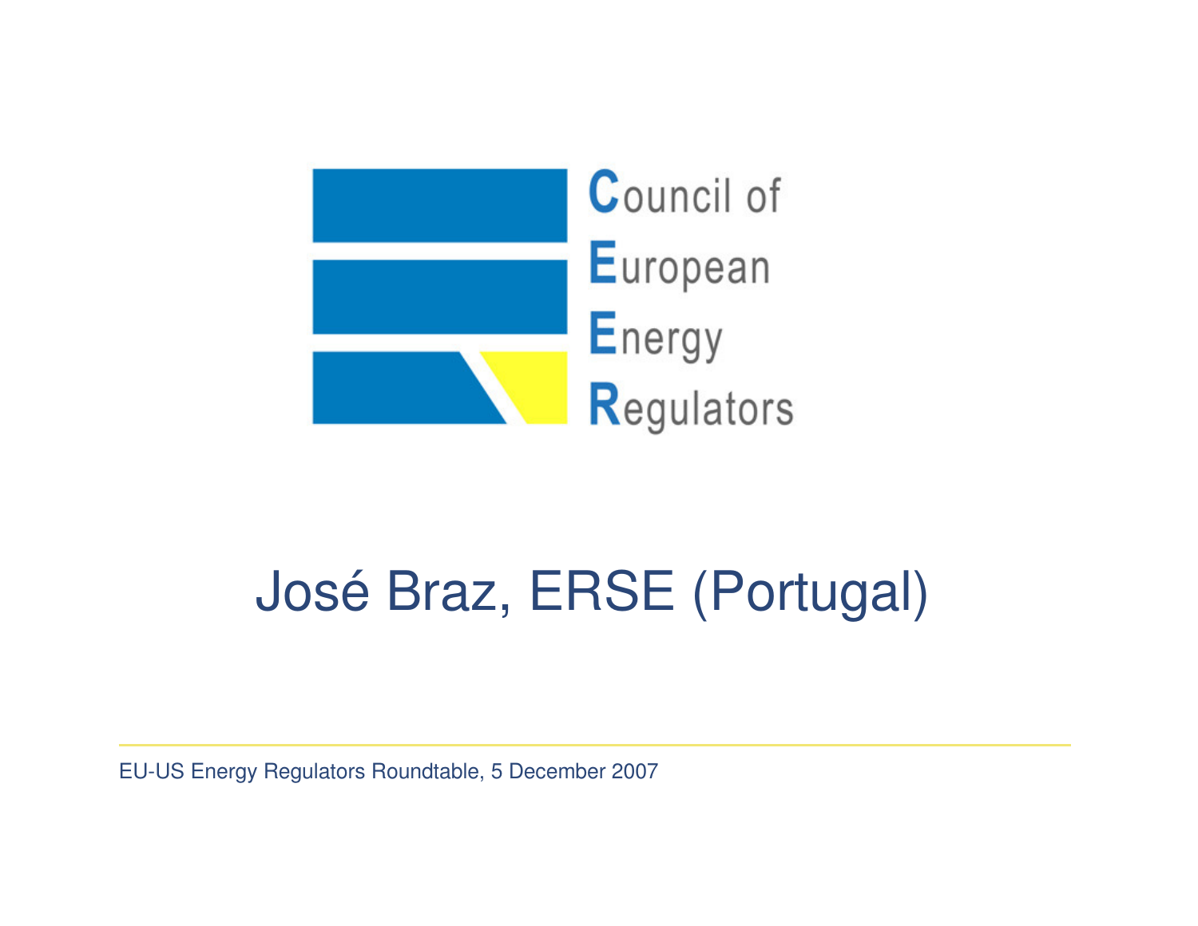Council of
European
Energy
Regulators

José Braz, ERSE (Portugal)